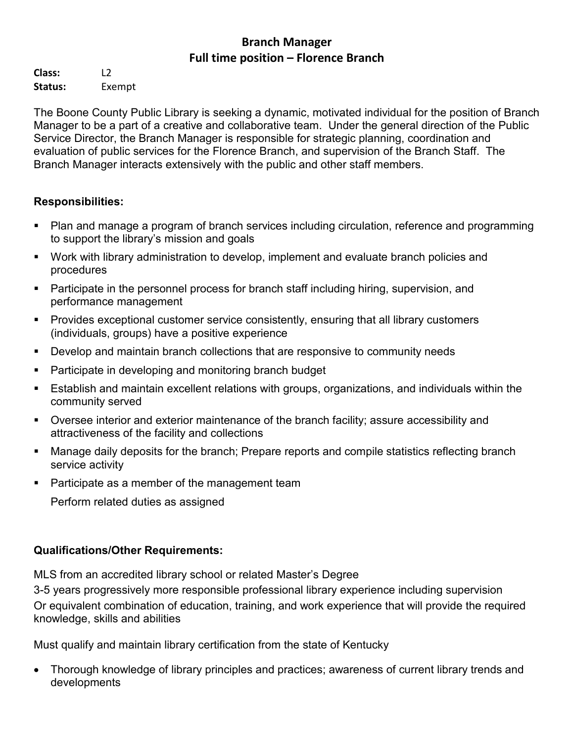# Branch Manager
## Full time position – Florence Branch

**Class:** L2
**Status:** Exempt

The Boone County Public Library is seeking a dynamic, motivated individual for the position of Branch Manager to be a part of a creative and collaborative team. Under the general direction of the Public Service Director, the Branch Manager is responsible for strategic planning, coordination and evaluation of public services for the Florence Branch, and supervision of the Branch Staff. The Branch Manager interacts extensively with the public and other staff members.

**Responsibilities:**

- Plan and manage a program of branch services including circulation, reference and programming to support the library's mission and goals
- Work with library administration to develop, implement and evaluate branch policies and procedures
- Participate in the personnel process for branch staff including hiring, supervision, and performance management
- Provides exceptional customer service consistently, ensuring that all library customers (individuals, groups) have a positive experience
- Develop and maintain branch collections that are responsive to community needs
- Participate in developing and monitoring branch budget
- Establish and maintain excellent relations with groups, organizations, and individuals within the community served
- Oversee interior and exterior maintenance of the branch facility; assure accessibility and attractiveness of the facility and collections
- Manage daily deposits for the branch; Prepare reports and compile statistics reflecting branch service activity
- Participate as a member of the management team

  Perform related duties as assigned

**Qualifications/Other Requirements:**

MLS from an accredited library school or related Master's Degree
3-5 years progressively more responsible professional library experience including supervision
Or equivalent combination of education, training, and work experience that will provide the required knowledge, skills and abilities

Must qualify and maintain library certification from the state of Kentucky

- Thorough knowledge of library principles and practices; awareness of current library trends and developments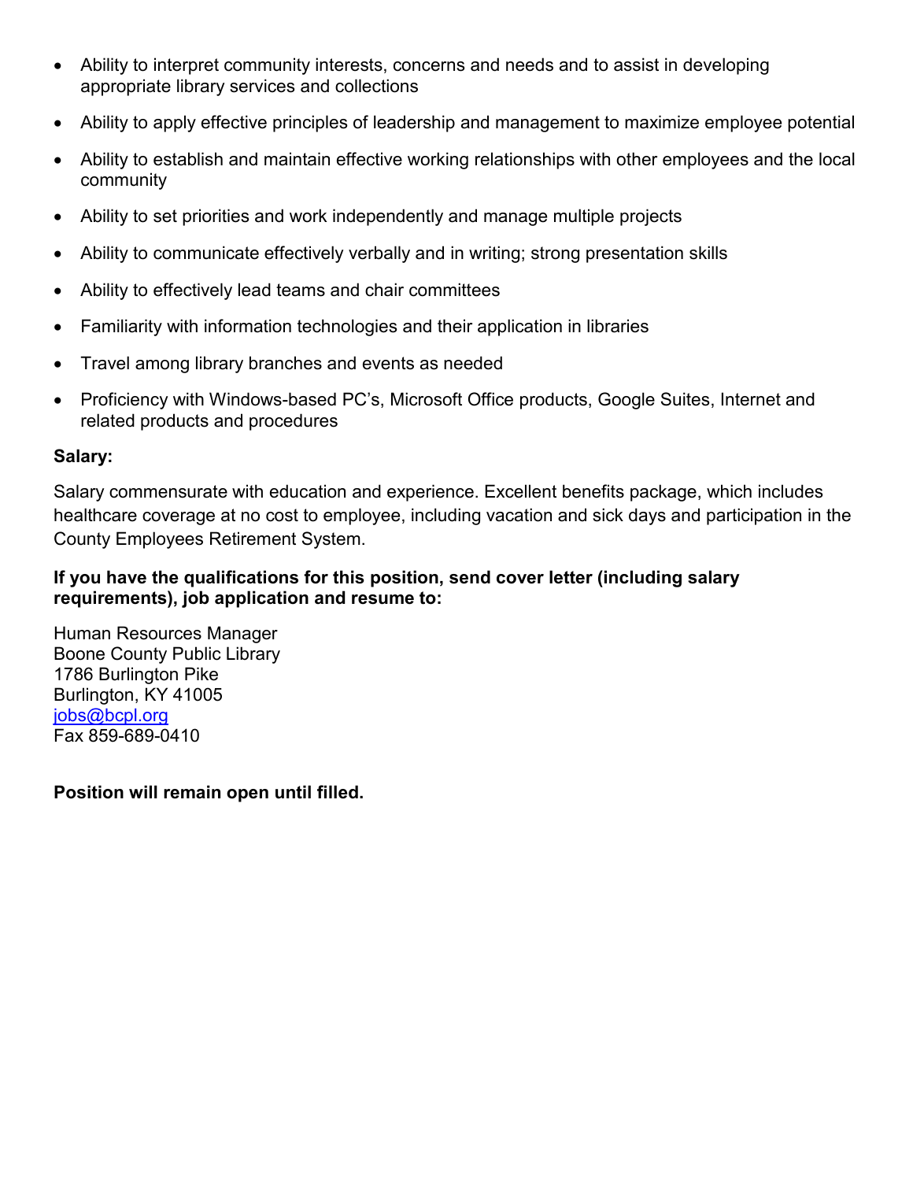- Ability to interpret community interests, concerns and needs and to assist in developing appropriate library services and collections
- Ability to apply effective principles of leadership and management to maximize employee potential
- Ability to establish and maintain effective working relationships with other employees and the local community
- Ability to set priorities and work independently and manage multiple projects
- Ability to communicate effectively verbally and in writing; strong presentation skills
- Ability to effectively lead teams and chair committees
- Familiarity with information technologies and their application in libraries
- Travel among library branches and events as needed
- Proficiency with Windows-based PC's, Microsoft Office products, Google Suites, Internet and related products and procedures

**Salary:**

Salary commensurate with education and experience. Excellent benefits package, which includes healthcare coverage at no cost to employee, including vacation and sick days and participation in the County Employees Retirement System.

**If you have the qualifications for this position, send cover letter (including salary requirements), job application and resume to:**

Human Resources Manager
Boone County Public Library
1786 Burlington Pike
Burlington, KY 41005
jobs@bcpl.org
Fax 859-689-0410

**Position will remain open until filled.**